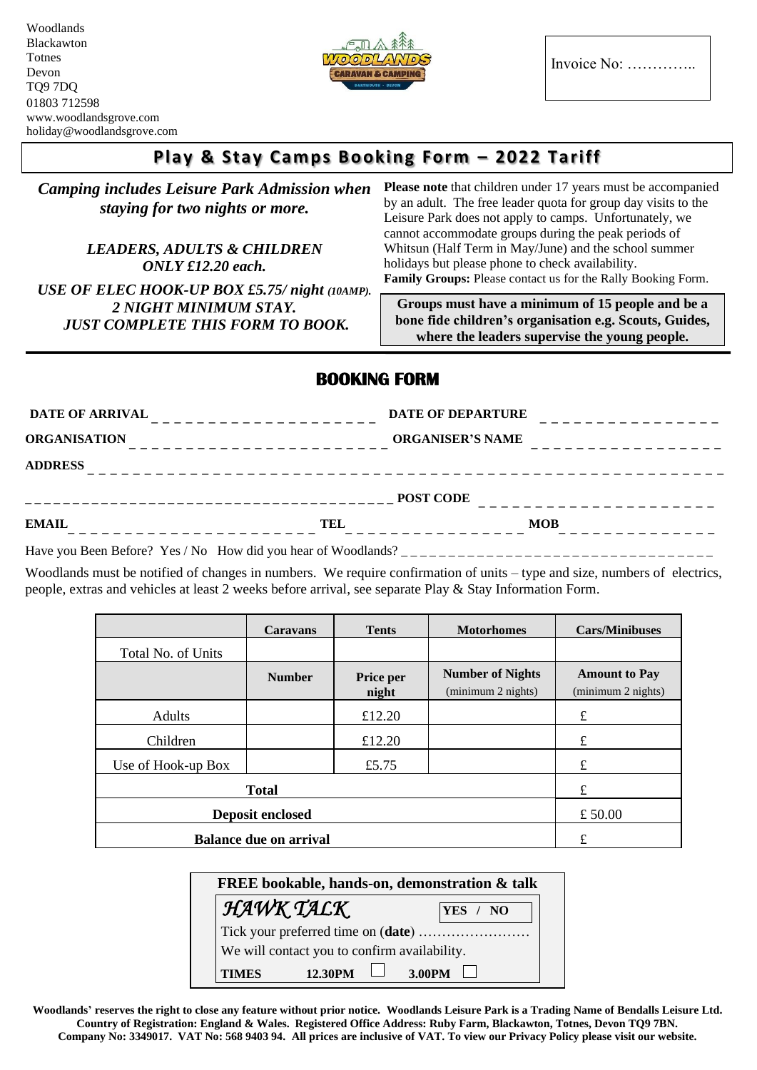Woodlands
Blackawton
Totnes
Devon
TQ9 7DQ
01803 712598
www.woodlandsgrove.com
holiday@woodlandsgrove.com

Invoice No: …………..

# Play & Stay Camps Booking Form – 2022 Tariff

***Camping includes Leisure Park Admission when staying for two nights or more.***

***LEADERS, ADULTS & CHILDREN ONLY £12.20 each.***

***USE OF ELEC HOOK-UP BOX £5.75/ night (10AMP). 2 NIGHT MINIMUM STAY. JUST COMPLETE THIS FORM TO BOOK.***

**Please note** that children under 17 years must be accompanied by an adult. The free leader quota for group day visits to the Leisure Park does not apply to camps. Unfortunately, we cannot accommodate groups during the peak periods of Whitsun (Half Term in May/June) and the school summer holidays but please phone to check availability.
**Family Groups:** Please contact us for the Rally Booking Form.

**Groups must have a minimum of 15 people and be a bone fide children's organisation e.g. Scouts, Guides, where the leaders supervise the young people.**

## BOOKING FORM

**DATE OF ARRIVAL** _ _ _ _ _ _ _ _ _ _ _ _ _ _ _ _ _ _ _ _ **DATE OF DEPARTURE** _ _ _ _ _ _ _ _ _ _ _ _ _ _ _ _

**ORGANISATION** _ _ _ _ _ _ _ _ _ _ _ _ _ _ _ _ _ _ _ _ _ _ **ORGANISER'S NAME** _ _ _ _ _ _ _ _ _ _ _ _ _ _ _ _ _

**ADDRESS** _ _ _ _ _ _ _ _ _ _ _ _ _ _ _ _ _ _ _ _ _ _ _ _ _ _ _ _ _ _ _ _ _ _ _ _ _ _ _ _ _ _ _ _ _ _ _ _ _ _ _ _ _ _ _ _ _ _ _ _

_ _ _ _ _ _ _ _ _ _ _ _ _ _ _ _ _ _ _ _ _ _ _ _ _ _ _ _ _ _ _ _ _ _ _ _ _ _ _ _ **POST CODE** _ _ _ _ _ _ _ _ _ _ _ _ _ _ _ _ _ _ _ _ _ _

**EMAIL** _ _ _ _ _ _ _ _ _ _ _ _ _ _ _ _ _ _ _ _ _ _ **TEL** _ _ _ _ _ _ _ _ _ _ _ _ _ _ _ _ **MOB** _ _ _ _ _ _ _ _ _ _ _ _ _ _

Have you Been Before? Yes / No How did you hear of Woodlands? _ _ _ _ _ _ _ _ _ _ _ _ _ _ _ _ _ _ _ _ _ _ _ _ _ _ _ _ _ _ _ _ _ _

Woodlands must be notified of changes in numbers. We require confirmation of units – type and size, numbers of electrics, people, extras and vehicles at least 2 weeks before arrival, see separate Play & Stay Information Form.

| | **Caravans** | **Tents** | **Motorhomes** | **Cars/Minibuses** |
|---|---|---|---|---|
| Total No. of Units | | | | |
| | **Number** | **Price per night** | **Number of Nights** (minimum 2 nights) | **Amount to Pay** (minimum 2 nights) |
| Adults | | £12.20 | | £ |
| Children | | £12.20 | | £ |
| Use of Hook-up Box | | £5.75 | | £ |
| **Total** | | | | £ |
| **Deposit enclosed** | | | | £ 50.00 |
| **Balance due on arrival** | | | | £ |

**FREE bookable, hands-on, demonstration & talk**

***HAWK TALK*** **YES / NO**

Tick your preferred time on (**date**) ……………………

We will contact you to confirm availability.

**TIMES** **12.30PM** ☐ **3.00PM** ☐

**Woodlands' reserves the right to close any feature without prior notice. Woodlands Leisure Park is a Trading Name of Bendalls Leisure Ltd. Country of Registration: England & Wales. Registered Office Address: Ruby Farm, Blackawton, Totnes, Devon TQ9 7BN. Company No: 3349017. VAT No: 568 9403 94. All prices are inclusive of VAT. To view our Privacy Policy please visit our website.**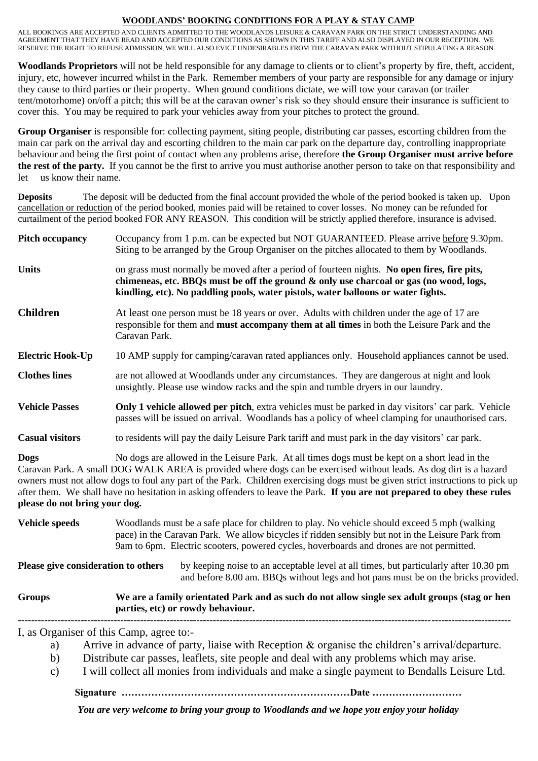## WOODLANDS' BOOKING CONDITIONS FOR A PLAY & STAY CAMP

ALL BOOKINGS ARE ACCEPTED AND CLIENTS ADMITTED TO THE WOODLANDS LEISURE & CARAVAN PARK ON THE STRICT UNDERSTANDING AND AGREEMENT THAT THEY HAVE READ AND ACCEPTED OUR CONDITIONS AS SHOWN IN THIS TARIFF AND ALSO DISPLAYED IN OUR RECEPTION. WE RESERVE THE RIGHT TO REFUSE ADMISSION, WE WILL ALSO EVICT UNDESIRABLES FROM THE CARAVAN PARK WITHOUT STIPULATING A REASON.

**Woodlands Proprietors** will not be held responsible for any damage to clients or to client's property by fire, theft, accident, injury, etc, however incurred whilst in the Park. Remember members of your party are responsible for any damage or injury they cause to third parties or their property. When ground conditions dictate, we will tow your caravan (or trailer tent/motorhome) on/off a pitch; this will be at the caravan owner's risk so they should ensure their insurance is sufficient to cover this. You may be required to park your vehicles away from your pitches to protect the ground.

**Group Organiser** is responsible for: collecting payment, siting people, distributing car passes, escorting children from the main car park on the arrival day and escorting children to the main car park on the departure day, controlling inappropriate behaviour and being the first point of contact when any problems arise, therefore **the Group Organiser must arrive before the rest of the party.** If you cannot be the first to arrive you must authorise another person to take on that responsibility and let us know their name.

**Deposits** The deposit will be deducted from the final account provided the whole of the period booked is taken up. Upon cancellation or reduction of the period booked, monies paid will be retained to cover losses. No money can be refunded for curtailment of the period booked FOR ANY REASON. This condition will be strictly applied therefore, insurance is advised.

**Pitch occupancy** Occupancy from 1 p.m. can be expected but NOT GUARANTEED. Please arrive before 9.30pm. Siting to be arranged by the Group Organiser on the pitches allocated to them by Woodlands.

**Units** on grass must normally be moved after a period of fourteen nights. **No open fires, fire pits, chimeneas, etc. BBQs must be off the ground & only use charcoal or gas (no wood, logs, kindling, etc). No paddling pools, water pistols, water balloons or water fights.**

**Children** At least one person must be 18 years or over. Adults with children under the age of 17 are responsible for them and **must accompany them at all times** in both the Leisure Park and the Caravan Park.

**Electric Hook-Up** 10 AMP supply for camping/caravan rated appliances only. Household appliances cannot be used.

**Clothes lines** are not allowed at Woodlands under any circumstances. They are dangerous at night and look unsightly. Please use window racks and the spin and tumble dryers in our laundry.

**Vehicle Passes** **Only 1 vehicle allowed per pitch**, extra vehicles must be parked in day visitors' car park. Vehicle passes will be issued on arrival. Woodlands has a policy of wheel clamping for unauthorised cars.

**Casual visitors** to residents will pay the daily Leisure Park tariff and must park in the day visitors' car park.

**Dogs** No dogs are allowed in the Leisure Park. At all times dogs must be kept on a short lead in the Caravan Park. A small DOG WALK AREA is provided where dogs can be exercised without leads. As dog dirt is a hazard owners must not allow dogs to foul any part of the Park. Children exercising dogs must be given strict instructions to pick up after them. We shall have no hesitation in asking offenders to leave the Park. **If you are not prepared to obey these rules please do not bring your dog.**

**Vehicle speeds** Woodlands must be a safe place for children to play. No vehicle should exceed 5 mph (walking pace) in the Caravan Park. We allow bicycles if ridden sensibly but not in the Leisure Park from 9am to 6pm. Electric scooters, powered cycles, hoverboards and drones are not permitted.

**Please give consideration to others** by keeping noise to an acceptable level at all times, but particularly after 10.30 pm and before 8.00 am. BBQs without legs and hot pans must be on the bricks provided.

**Groups** **We are a family orientated Park and as such do not allow single sex adult groups (stag or hen parties, etc) or rowdy behaviour.**

---

I, as Organiser of this Camp, agree to:-

a) Arrive in advance of party, liaise with Reception & organise the children's arrival/departure.
b) Distribute car passes, leaflets, site people and deal with any problems which may arise.
c) I will collect all monies from individuals and make a single payment to Bendalls Leisure Ltd.

**Signature ……………………………………………………………Date ………………………**

***You are very welcome to bring your group to Woodlands and we hope you enjoy your holiday***